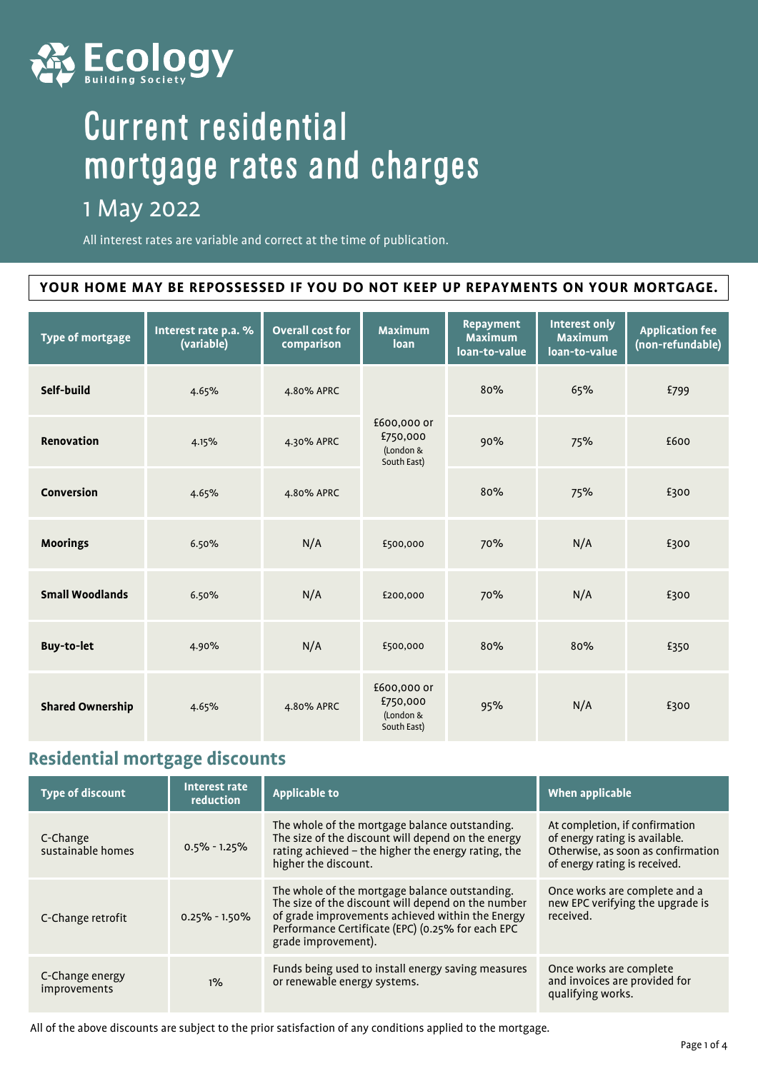Ecology Building Society

# Current residential mortgage rates and charges

## 1 May 2022

All interest rates are variable and correct at the time of publication.

**YOUR HOME MAY BE REPOSSESSED IF YOU DO NOT KEEP UP REPAYMENTS ON YOUR MORTGAGE.**

| Type of mortgage | Interest rate p.a. % (variable) | Overall cost for comparison | Maximum loan | Repayment Maximum loan-to-value | Interest only Maximum loan-to-value | Application fee (non-refundable) |
|---|---|---|---|---|---|---|
| **Self-build** | 4.65% | 4.80% APRC | £600,000 or £750,000 (London & South East) | 80% | 65% | £799 |
| **Renovation** | 4.15% | 4.30% APRC | £600,000 or £750,000 (London & South East) | 90% | 75% | £600 |
| **Conversion** | 4.65% | 4.80% APRC | £600,000 or £750,000 (London & South East) | 80% | 75% | £300 |
| **Moorings** | 6.50% | N/A | £500,000 | 70% | N/A | £300 |
| **Small Woodlands** | 6.50% | N/A | £200,000 | 70% | N/A | £300 |
| **Buy-to-let** | 4.90% | N/A | £500,000 | 80% | 80% | £350 |
| **Shared Ownership** | 4.65% | 4.80% APRC | £600,000 or £750,000 (London & South East) | 95% | N/A | £300 |

## Residential mortgage discounts

| Type of discount | Interest rate reduction | Applicable to | When applicable |
|---|---|---|---|
| C-Change sustainable homes | 0.5% - 1.25% | The whole of the mortgage balance outstanding. The size of the discount will depend on the energy rating achieved – the higher the energy rating, the higher the discount. | At completion, if confirmation of energy rating is available. Otherwise, as soon as confirmation of energy rating is received. |
| C-Change retrofit | 0.25% - 1.50% | The whole of the mortgage balance outstanding. The size of the discount will depend on the number of grade improvements achieved within the Energy Performance Certificate (EPC) (0.25% for each EPC grade improvement). | Once works are complete and a new EPC verifying the upgrade is received. |
| C-Change energy improvements | 1% | Funds being used to install energy saving measures or renewable energy systems. | Once works are complete and invoices are provided for qualifying works. |

All of the above discounts are subject to the prior satisfaction of any conditions applied to the mortgage.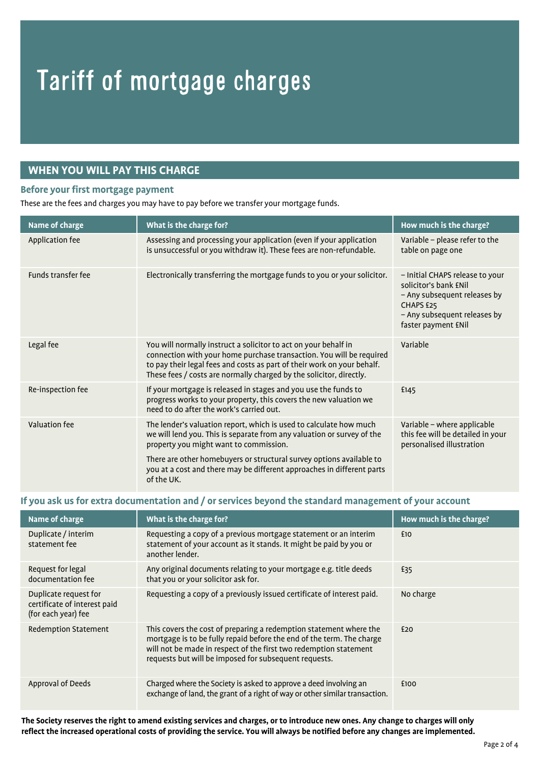# Tariff of mortgage charges

## WHEN YOU WILL PAY THIS CHARGE

### Before your first mortgage payment

These are the fees and charges you may have to pay before we transfer your mortgage funds.

| Name of charge | What is the charge for? | How much is the charge? |
|---|---|---|
| Application fee | Assessing and processing your application (even if your application is unsuccessful or you withdraw it). These fees are non-refundable. | Variable – please refer to the table on page one |
| Funds transfer fee | Electronically transferring the mortgage funds to you or your solicitor. | – Initial CHAPS release to your solicitor's bank £Nil<br>– Any subsequent releases by CHAPS £25<br>– Any subsequent releases by faster payment £Nil |
| Legal fee | You will normally instruct a solicitor to act on your behalf in connection with your home purchase transaction. You will be required to pay their legal fees and costs as part of their work on your behalf. These fees / costs are normally charged by the solicitor, directly. | Variable |
| Re-inspection fee | If your mortgage is released in stages and you use the funds to progress works to your property, this covers the new valuation we need to do after the work's carried out. | £145 |
| Valuation fee | The lender's valuation report, which is used to calculate how much we will lend you. This is separate from any valuation or survey of the property you might want to commission.<br><br>There are other homebuyers or structural survey options available to you at a cost and there may be different approaches in different parts of the UK. | Variable – where applicable this fee will be detailed in your personalised illustration |

### If you ask us for extra documentation and / or services beyond the standard management of your account

| Name of charge | What is the charge for? | How much is the charge? |
|---|---|---|
| Duplicate / interim statement fee | Requesting a copy of a previous mortgage statement or an interim statement of your account as it stands. It might be paid by you or another lender. | £10 |
| Request for legal documentation fee | Any original documents relating to your mortgage e.g. title deeds that you or your solicitor ask for. | £35 |
| Duplicate request for certificate of interest paid (for each year) fee | Requesting a copy of a previously issued certificate of interest paid. | No charge |
| Redemption Statement | This covers the cost of preparing a redemption statement where the mortgage is to be fully repaid before the end of the term. The charge will not be made in respect of the first two redemption statement requests but will be imposed for subsequent requests. | £20 |
| Approval of Deeds | Charged where the Society is asked to approve a deed involving an exchange of land, the grant of a right of way or other similar transaction. | £100 |

**The Society reserves the right to amend existing services and charges, or to introduce new ones. Any change to charges will only reflect the increased operational costs of providing the service. You will always be notified before any changes are implemented.**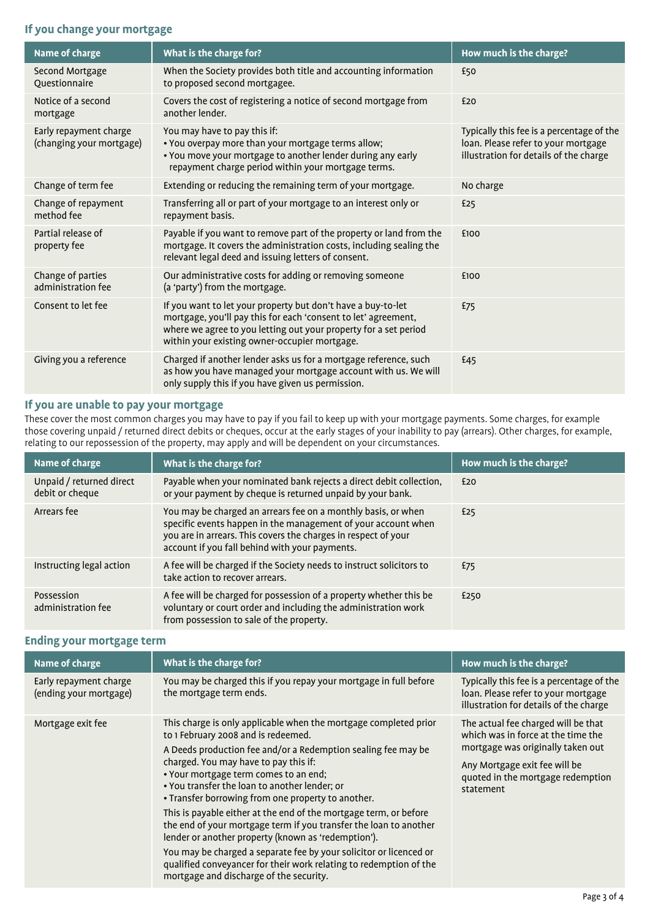## If you change your mortgage

| Name of charge | What is the charge for? | How much is the charge? |
|---|---|---|
| Second Mortgage Questionnaire | When the Society provides both title and accounting information to proposed second mortgagee. | £50 |
| Notice of a second mortgage | Covers the cost of registering a notice of second mortgage from another lender. | £20 |
| Early repayment charge (changing your mortgage) | You may have to pay this if:<br>• You overpay more than your mortgage terms allow;<br>• You move your mortgage to another lender during any early repayment charge period within your mortgage terms. | Typically this fee is a percentage of the loan. Please refer to your mortgage illustration for details of the charge |
| Change of term fee | Extending or reducing the remaining term of your mortgage. | No charge |
| Change of repayment method fee | Transferring all or part of your mortgage to an interest only or repayment basis. | £25 |
| Partial release of property fee | Payable if you want to remove part of the property or land from the mortgage. It covers the administration costs, including sealing the relevant legal deed and issuing letters of consent. | £100 |
| Change of parties administration fee | Our administrative costs for adding or removing someone (a 'party') from the mortgage. | £100 |
| Consent to let fee | If you want to let your property but don't have a buy-to-let mortgage, you'll pay this for each 'consent to let' agreement, where we agree to you letting out your property for a set period within your existing owner-occupier mortgage. | £75 |
| Giving you a reference | Charged if another lender asks us for a mortgage reference, such as how you have managed your mortgage account with us. We will only supply this if you have given us permission. | £45 |

## If you are unable to pay your mortgage

These cover the most common charges you may have to pay if you fail to keep up with your mortgage payments. Some charges, for example those covering unpaid / returned direct debits or cheques, occur at the early stages of your inability to pay (arrears). Other charges, for example, relating to our repossession of the property, may apply and will be dependent on your circumstances.

| Name of charge | What is the charge for? | How much is the charge? |
|---|---|---|
| Unpaid / returned direct debit or cheque | Payable when your nominated bank rejects a direct debit collection, or your payment by cheque is returned unpaid by your bank. | £20 |
| Arrears fee | You may be charged an arrears fee on a monthly basis, or when specific events happen in the management of your account when you are in arrears. This covers the charges in respect of your account if you fall behind with your payments. | £25 |
| Instructing legal action | A fee will be charged if the Society needs to instruct solicitors to take action to recover arrears. | £75 |
| Possession administration fee | A fee will be charged for possession of a property whether this be voluntary or court order and including the administration work from possession to sale of the property. | £250 |

## Ending your mortgage term

| Name of charge | What is the charge for? | How much is the charge? |
|---|---|---|
| Early repayment charge (ending your mortgage) | You may be charged this if you repay your mortgage in full before the mortgage term ends. | Typically this fee is a percentage of the loan. Please refer to your mortgage illustration for details of the charge |
| Mortgage exit fee | This charge is only applicable when the mortgage completed prior to 1 February 2008 and is redeemed.<br>A Deeds production fee and/or a Redemption sealing fee may be charged. You may have to pay this if:<br>• Your mortgage term comes to an end;<br>• You transfer the loan to another lender; or<br>• Transfer borrowing from one property to another.<br>This is payable either at the end of the mortgage term, or before the end of your mortgage term if you transfer the loan to another lender or another property (known as 'redemption').<br>You may be charged a separate fee by your solicitor or licenced or qualified conveyancer for their work relating to redemption of the mortgage and discharge of the security. | The actual fee charged will be that which was in force at the time the mortgage was originally taken out<br>Any Mortgage exit fee will be quoted in the mortgage redemption statement |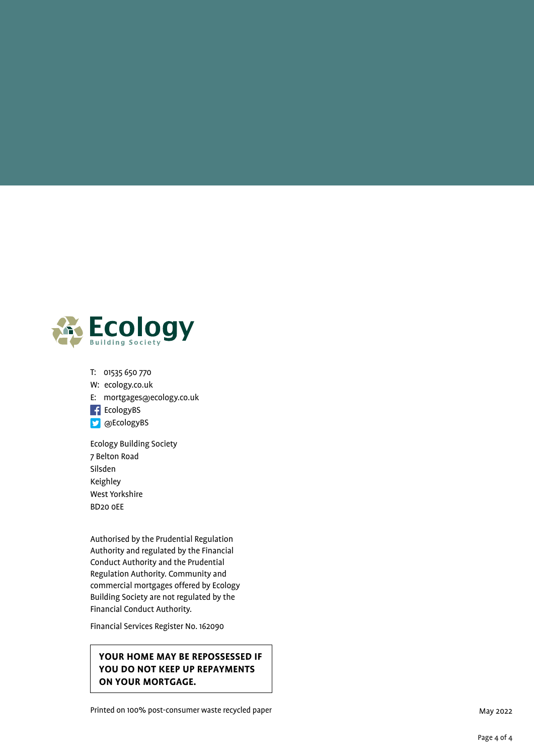**Ecology**
Building Society

T: 01535 650 770
W: ecology.co.uk
E: mortgages@ecology.co.uk
EcologyBS
@EcologyBS

Ecology Building Society
7 Belton Road
Silsden
Keighley
West Yorkshire
BD20 0EE

Authorised by the Prudential Regulation Authority and regulated by the Financial Conduct Authority and the Prudential Regulation Authority. Community and commercial mortgages offered by Ecology Building Society are not regulated by the Financial Conduct Authority.

Financial Services Register No. 162090

**YOUR HOME MAY BE REPOSSESSED IF YOU DO NOT KEEP UP REPAYMENTS ON YOUR MORTGAGE.**

Printed on 100% post-consumer waste recycled paper

May 2022